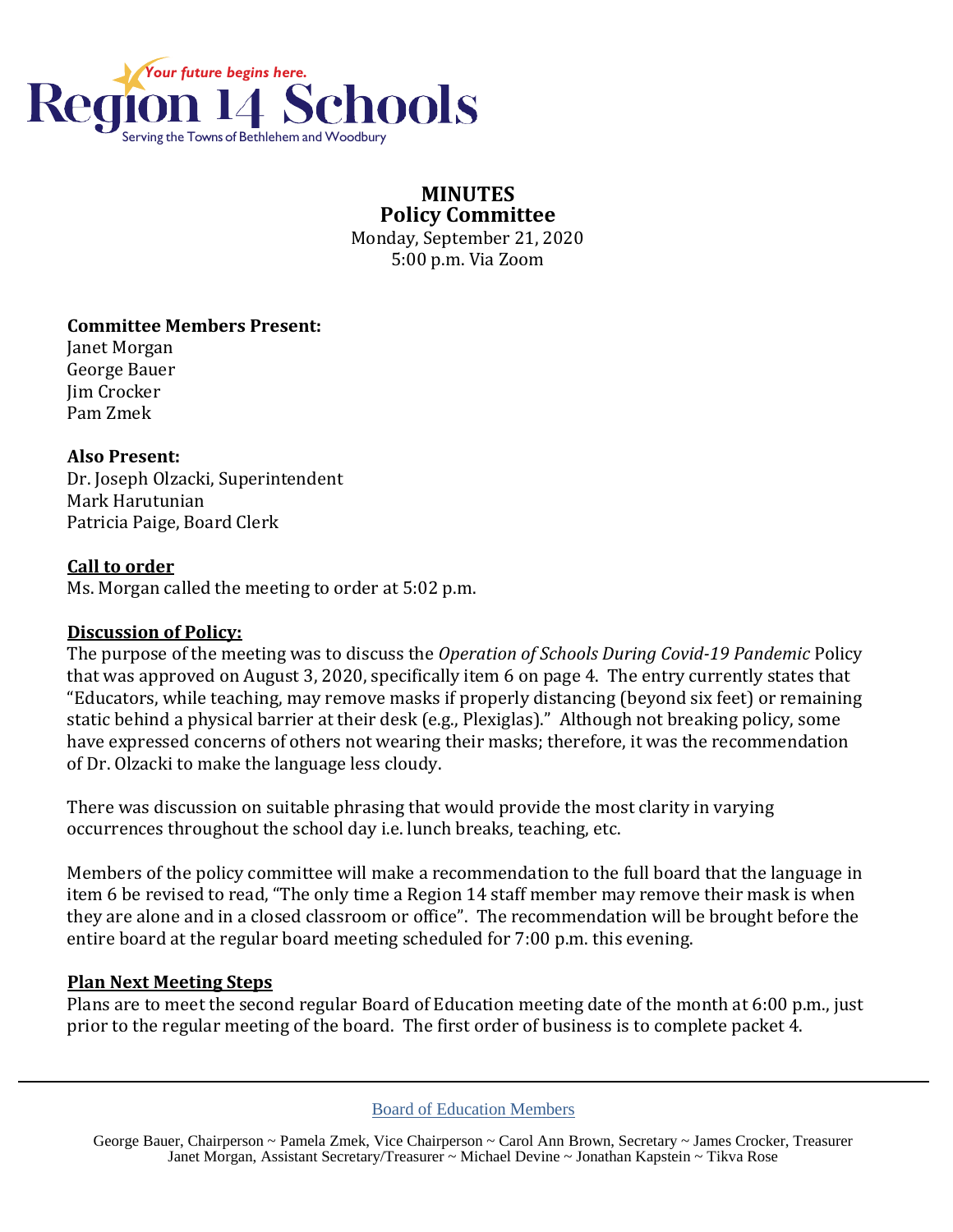Region 14 Schools

*Your future begins here.*

Serving the Towns of Bethlehem and Woodbury

# MINUTES
## Policy Committee

Monday, September 21, 2020
5:00 p.m. Via Zoom

**Committee Members Present:**
Janet Morgan
George Bauer
Jim Crocker
Pam Zmek

**Also Present:**
Dr. Joseph Olzacki, Superintendent
Mark Harutunian
Patricia Paige, Board Clerk

**Call to order**
Ms. Morgan called the meeting to order at 5:02 p.m.

**Discussion of Policy:**
The purpose of the meeting was to discuss the *Operation of Schools During Covid-19 Pandemic* Policy that was approved on August 3, 2020, specifically item 6 on page 4. The entry currently states that "Educators, while teaching, may remove masks if properly distancing (beyond six feet) or remaining static behind a physical barrier at their desk (e.g., Plexiglas)." Although not breaking policy, some have expressed concerns of others not wearing their masks; therefore, it was the recommendation of Dr. Olzacki to make the language less cloudy.

There was discussion on suitable phrasing that would provide the most clarity in varying occurrences throughout the school day i.e. lunch breaks, teaching, etc.

Members of the policy committee will make a recommendation to the full board that the language in item 6 be revised to read, "The only time a Region 14 staff member may remove their mask is when they are alone and in a closed classroom or office". The recommendation will be brought before the entire board at the regular board meeting scheduled for 7:00 p.m. this evening.

**Plan Next Meeting Steps**
Plans are to meet the second regular Board of Education meeting date of the month at 6:00 p.m., just prior to the regular meeting of the board. The first order of business is to complete packet 4.

---

Board of Education Members

George Bauer, Chairperson ~ Pamela Zmek, Vice Chairperson ~ Carol Ann Brown, Secretary ~ James Crocker, Treasurer
Janet Morgan, Assistant Secretary/Treasurer ~ Michael Devine ~ Jonathan Kapstein ~ Tikva Rose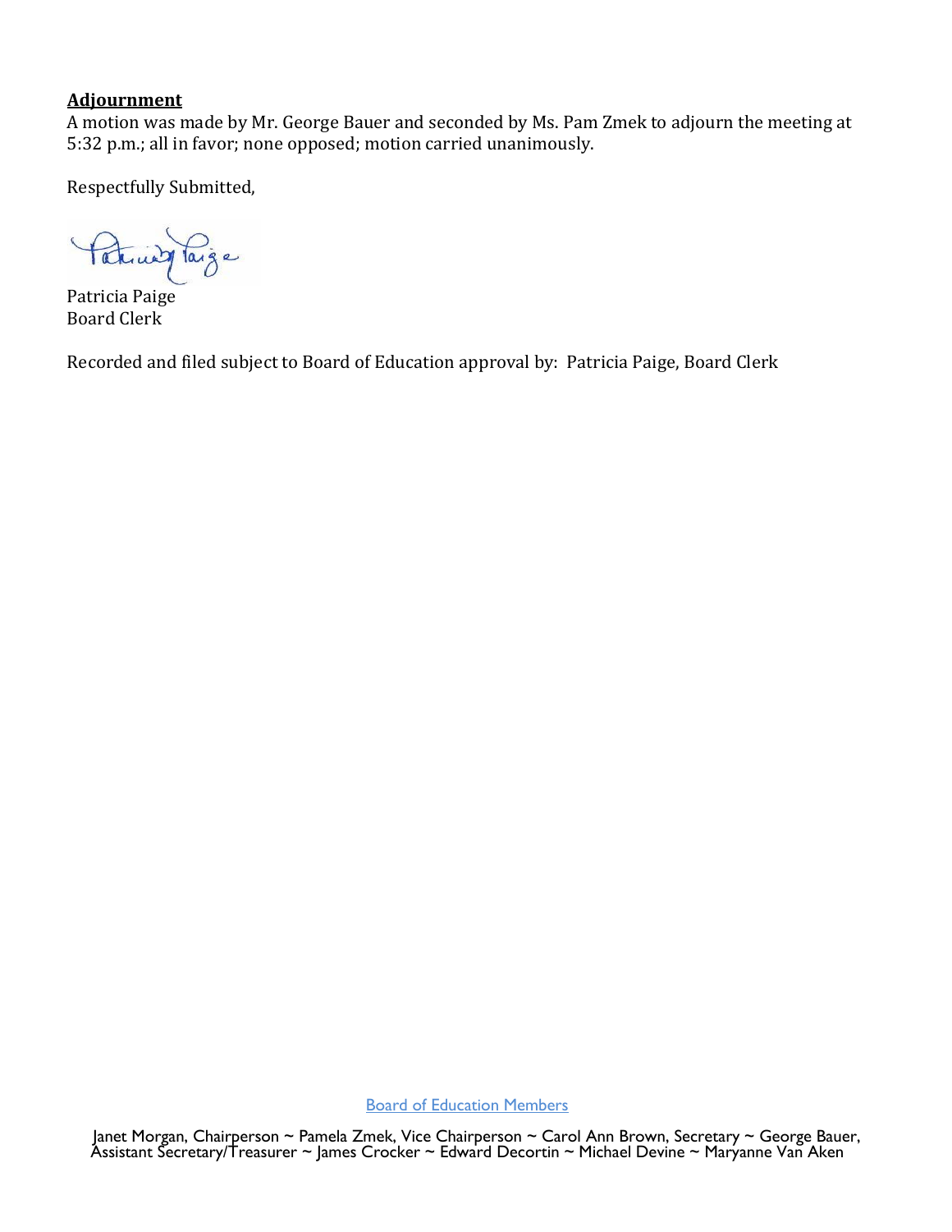**Adjournment**

A motion was made by Mr. George Bauer and seconded by Ms. Pam Zmek to adjourn the meeting at 5:32 p.m.; all in favor; none opposed; motion carried unanimously.

Respectfully Submitted,

Patricia Paige
Board Clerk

Recorded and filed subject to Board of Education approval by: Patricia Paige, Board Clerk

Board of Education Members

Janet Morgan, Chairperson ~ Pamela Zmek, Vice Chairperson ~ Carol Ann Brown, Secretary ~ George Bauer, Assistant Secretary/Treasurer ~ James Crocker ~ Edward Decortin ~ Michael Devine ~ Maryanne Van Aken